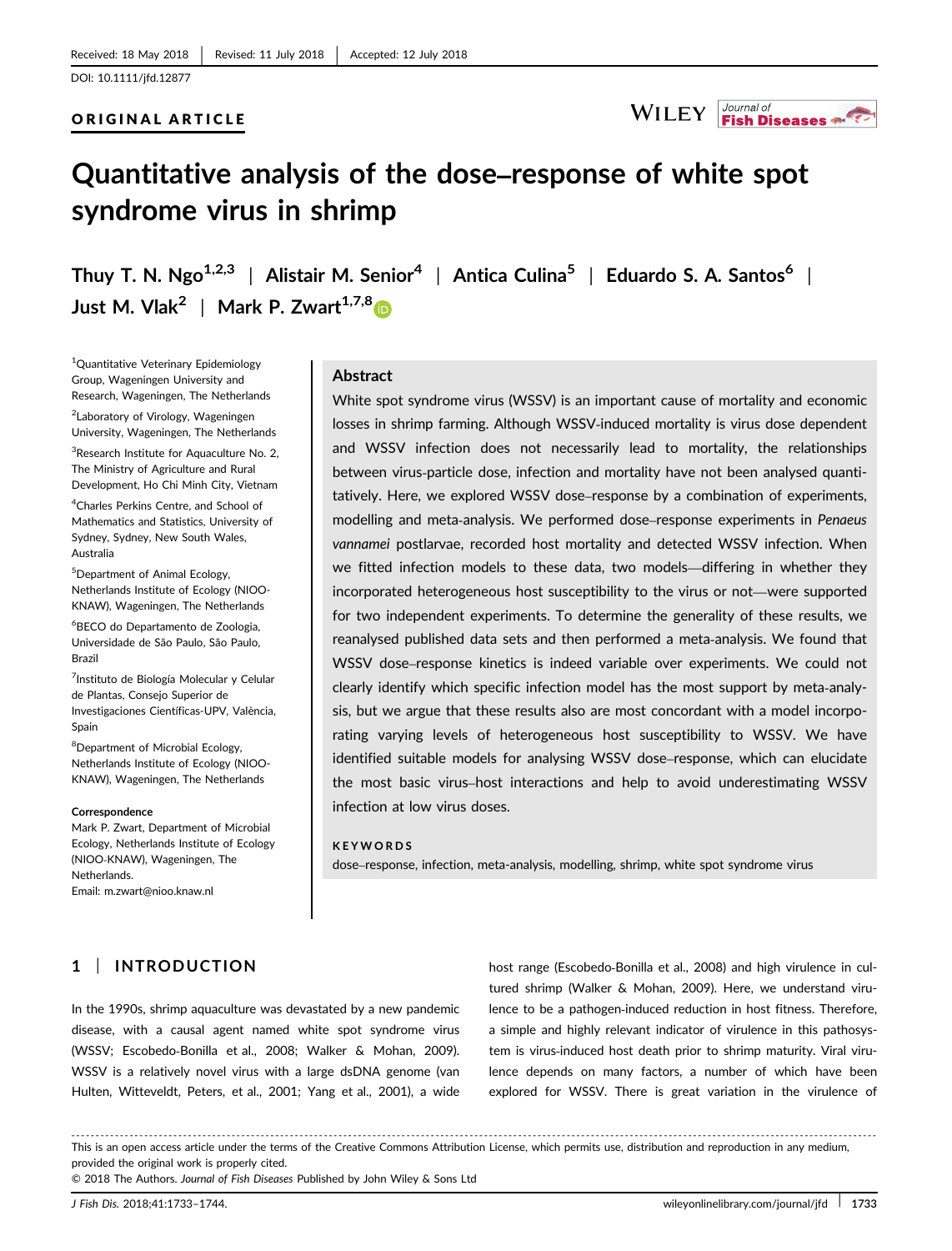Received: 18 May 2018 | Revised: 11 July 2018 | Accepted: 12 July 2018

DOI: 10.1111/jfd.12877

ORIGINAL ARTICLE

# Quantitative analysis of the dose–response of white spot syndrome virus in shrimp

Thuy T. N. Ngo[1,2,3] | Alistair M. Senior[4] | Antica Culina[5] | Eduardo S. A. Santos[6] | Just M. Vlak[2] | Mark P. Zwart[1,7,8]

[1]Quantitative Veterinary Epidemiology Group, Wageningen University and Research, Wageningen, The Netherlands

[2]Laboratory of Virology, Wageningen University, Wageningen, The Netherlands

[3]Research Institute for Aquaculture No. 2, The Ministry of Agriculture and Rural Development, Ho Chi Minh City, Vietnam

[4]Charles Perkins Centre, and School of Mathematics and Statistics, University of Sydney, Sydney, New South Wales, Australia

[5]Department of Animal Ecology, Netherlands Institute of Ecology (NIOO-KNAW), Wageningen, The Netherlands

[6]BECO do Departamento de Zoologia, Universidade de São Paulo, São Paulo, Brazil

[7]Instituto de Biología Molecular y Celular de Plantas, Consejo Superior de Investigaciones Científicas-UPV, València, Spain

[8]Department of Microbial Ecology, Netherlands Institute of Ecology (NIOO-KNAW), Wageningen, The Netherlands

**Correspondence**

Mark P. Zwart, Department of Microbial Ecology, Netherlands Institute of Ecology (NIOO-KNAW), Wageningen, The Netherlands.
Email: m.zwart@nioo.knaw.nl

## Abstract

White spot syndrome virus (WSSV) is an important cause of mortality and economic losses in shrimp farming. Although WSSV-induced mortality is virus dose dependent and WSSV infection does not necessarily lead to mortality, the relationships between virus-particle dose, infection and mortality have not been analysed quantitatively. Here, we explored WSSV dose–response by a combination of experiments, modelling and meta-analysis. We performed dose–response experiments in *Penaeus vannamei* postlarvae, recorded host mortality and detected WSSV infection. When we fitted infection models to these data, two models—differing in whether they incorporated heterogeneous host susceptibility to the virus or not—were supported for two independent experiments. To determine the generality of these results, we reanalysed published data sets and then performed a meta-analysis. We found that WSSV dose–response kinetics is indeed variable over experiments. We could not clearly identify which specific infection model has the most support by meta-analysis, but we argue that these results also are most concordant with a model incorporating varying levels of heterogeneous host susceptibility to WSSV. We have identified suitable models for analysing WSSV dose–response, which can elucidate the most basic virus–host interactions and help to avoid underestimating WSSV infection at low virus doses.

**KEYWORDS**

dose–response, infection, meta-analysis, modelling, shrimp, white spot syndrome virus

## 1 | INTRODUCTION

In the 1990s, shrimp aquaculture was devastated by a new pandemic disease, with a causal agent named white spot syndrome virus (WSSV; Escobedo-Bonilla et al., 2008; Walker & Mohan, 2009). WSSV is a relatively novel virus with a large dsDNA genome (van Hulten, Witteveldt, Peters, et al., 2001; Yang et al., 2001), a wide host range (Escobedo-Bonilla et al., 2008) and high virulence in cultured shrimp (Walker & Mohan, 2009). Here, we understand virulence to be a pathogen-induced reduction in host fitness. Therefore, a simple and highly relevant indicator of virulence in this pathosystem is virus-induced host death prior to shrimp maturity. Viral virulence depends on many factors, a number of which have been explored for WSSV. There is great variation in the virulence of

This is an open access article under the terms of the Creative Commons Attribution License, which permits use, distribution and reproduction in any medium, provided the original work is properly cited.
© 2018 The Authors. *Journal of Fish Diseases* Published by John Wiley & Sons Ltd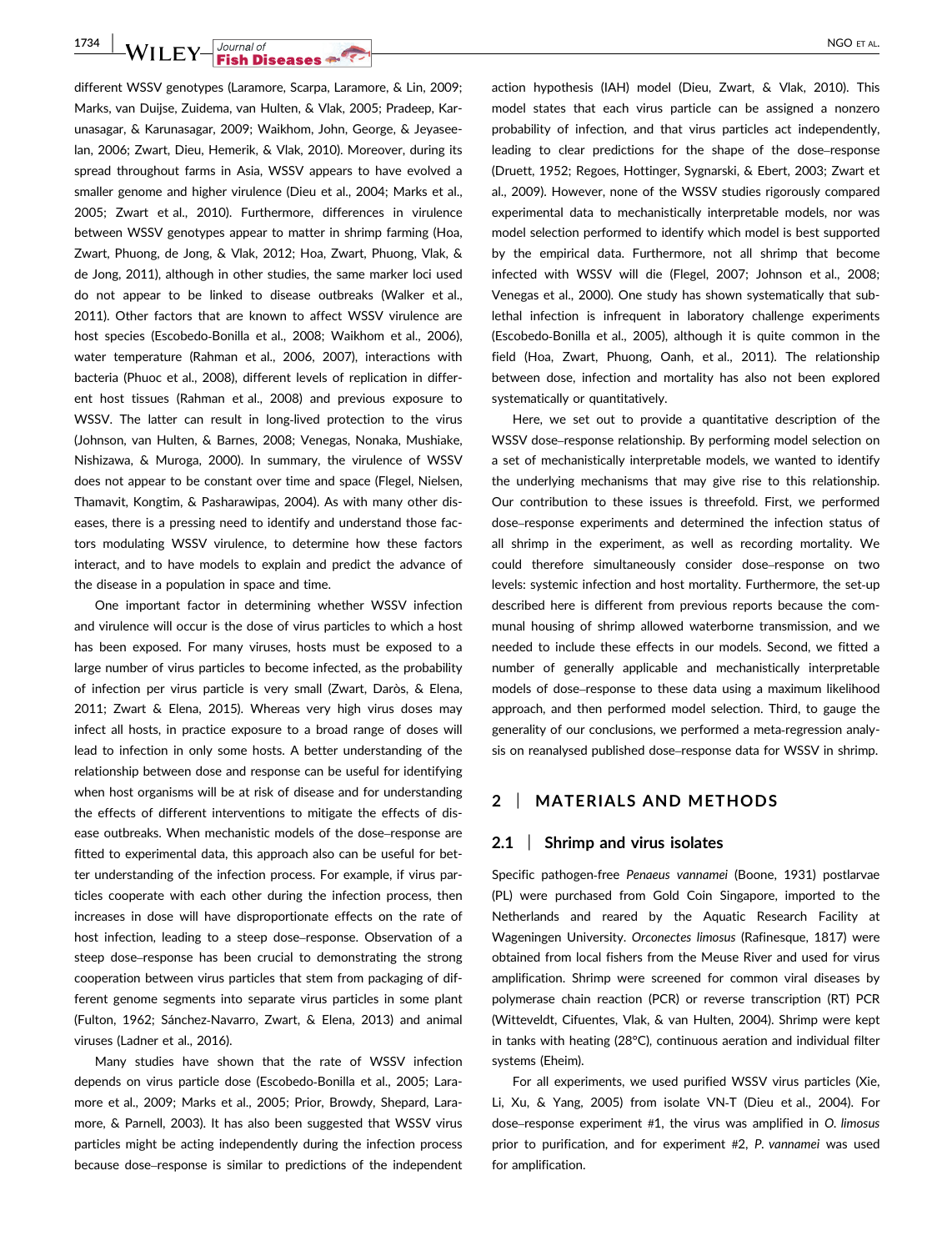different WSSV genotypes (Laramore, Scarpa, Laramore, & Lin, 2009; Marks, van Duijse, Zuidema, van Hulten, & Vlak, 2005; Pradeep, Karunasagar, & Karunasagar, 2009; Waikhom, John, George, & Jeyaseelan, 2006; Zwart, Dieu, Hemerik, & Vlak, 2010). Moreover, during its spread throughout farms in Asia, WSSV appears to have evolved a smaller genome and higher virulence (Dieu et al., 2004; Marks et al., 2005; Zwart et al., 2010). Furthermore, differences in virulence between WSSV genotypes appear to matter in shrimp farming (Hoa, Zwart, Phuong, de Jong, & Vlak, 2012; Hoa, Zwart, Phuong, Vlak, & de Jong, 2011), although in other studies, the same marker loci used do not appear to be linked to disease outbreaks (Walker et al., 2011). Other factors that are known to affect WSSV virulence are host species (Escobedo-Bonilla et al., 2008; Waikhom et al., 2006), water temperature (Rahman et al., 2006, 2007), interactions with bacteria (Phuoc et al., 2008), different levels of replication in different host tissues (Rahman et al., 2008) and previous exposure to WSSV. The latter can result in long-lived protection to the virus (Johnson, van Hulten, & Barnes, 2008; Venegas, Nonaka, Mushiake, Nishizawa, & Muroga, 2000). In summary, the virulence of WSSV does not appear to be constant over time and space (Flegel, Nielsen, Thamavit, Kongtim, & Pasharawipas, 2004). As with many other diseases, there is a pressing need to identify and understand those factors modulating WSSV virulence, to determine how these factors interact, and to have models to explain and predict the advance of the disease in a population in space and time.

One important factor in determining whether WSSV infection and virulence will occur is the dose of virus particles to which a host has been exposed. For many viruses, hosts must be exposed to a large number of virus particles to become infected, as the probability of infection per virus particle is very small (Zwart, Daròs, & Elena, 2011; Zwart & Elena, 2015). Whereas very high virus doses may infect all hosts, in practice exposure to a broad range of doses will lead to infection in only some hosts. A better understanding of the relationship between dose and response can be useful for identifying when host organisms will be at risk of disease and for understanding the effects of different interventions to mitigate the effects of disease outbreaks. When mechanistic models of the dose–response are fitted to experimental data, this approach also can be useful for better understanding of the infection process. For example, if virus particles cooperate with each other during the infection process, then increases in dose will have disproportionate effects on the rate of host infection, leading to a steep dose–response. Observation of a steep dose–response has been crucial to demonstrating the strong cooperation between virus particles that stem from packaging of different genome segments into separate virus particles in some plant (Fulton, 1962; Sánchez-Navarro, Zwart, & Elena, 2013) and animal viruses (Ladner et al., 2016).

Many studies have shown that the rate of WSSV infection depends on virus particle dose (Escobedo-Bonilla et al., 2005; Laramore et al., 2009; Marks et al., 2005; Prior, Browdy, Shepard, Laramore, & Parnell, 2003). It has also been suggested that WSSV virus particles might be acting independently during the infection process because dose–response is similar to predictions of the independent action hypothesis (IAH) model (Dieu, Zwart, & Vlak, 2010). This model states that each virus particle can be assigned a nonzero probability of infection, and that virus particles act independently, leading to clear predictions for the shape of the dose–response (Druett, 1952; Regoes, Hottinger, Sygnarski, & Ebert, 2003; Zwart et al., 2009). However, none of the WSSV studies rigorously compared experimental data to mechanistically interpretable models, nor was model selection performed to identify which model is best supported by the empirical data. Furthermore, not all shrimp that become infected with WSSV will die (Flegel, 2007; Johnson et al., 2008; Venegas et al., 2000). One study has shown systematically that sublethal infection is infrequent in laboratory challenge experiments (Escobedo-Bonilla et al., 2005), although it is quite common in the field (Hoa, Zwart, Phuong, Oanh, et al., 2011). The relationship between dose, infection and mortality has also not been explored systematically or quantitatively.

Here, we set out to provide a quantitative description of the WSSV dose–response relationship. By performing model selection on a set of mechanistically interpretable models, we wanted to identify the underlying mechanisms that may give rise to this relationship. Our contribution to these issues is threefold. First, we performed dose–response experiments and determined the infection status of all shrimp in the experiment, as well as recording mortality. We could therefore simultaneously consider dose–response on two levels: systemic infection and host mortality. Furthermore, the set-up described here is different from previous reports because the communal housing of shrimp allowed waterborne transmission, and we needed to include these effects in our models. Second, we fitted a number of generally applicable and mechanistically interpretable models of dose–response to these data using a maximum likelihood approach, and then performed model selection. Third, to gauge the generality of our conclusions, we performed a meta-regression analysis on reanalysed published dose–response data for WSSV in shrimp.

## 2 | MATERIALS AND METHODS

### 2.1 | Shrimp and virus isolates

Specific pathogen-free *Penaeus vannamei* (Boone, 1931) postlarvae (PL) were purchased from Gold Coin Singapore, imported to the Netherlands and reared by the Aquatic Research Facility at Wageningen University. *Orconectes limosus* (Rafinesque, 1817) were obtained from local fishers from the Meuse River and used for virus amplification. Shrimp were screened for common viral diseases by polymerase chain reaction (PCR) or reverse transcription (RT) PCR (Witteveldt, Cifuentes, Vlak, & van Hulten, 2004). Shrimp were kept in tanks with heating (28°C), continuous aeration and individual filter systems (Eheim).

For all experiments, we used purified WSSV virus particles (Xie, Li, Xu, & Yang, 2005) from isolate VN-T (Dieu et al., 2004). For dose–response experiment #1, the virus was amplified in *O. limosus* prior to purification, and for experiment #2, *P. vannamei* was used for amplification.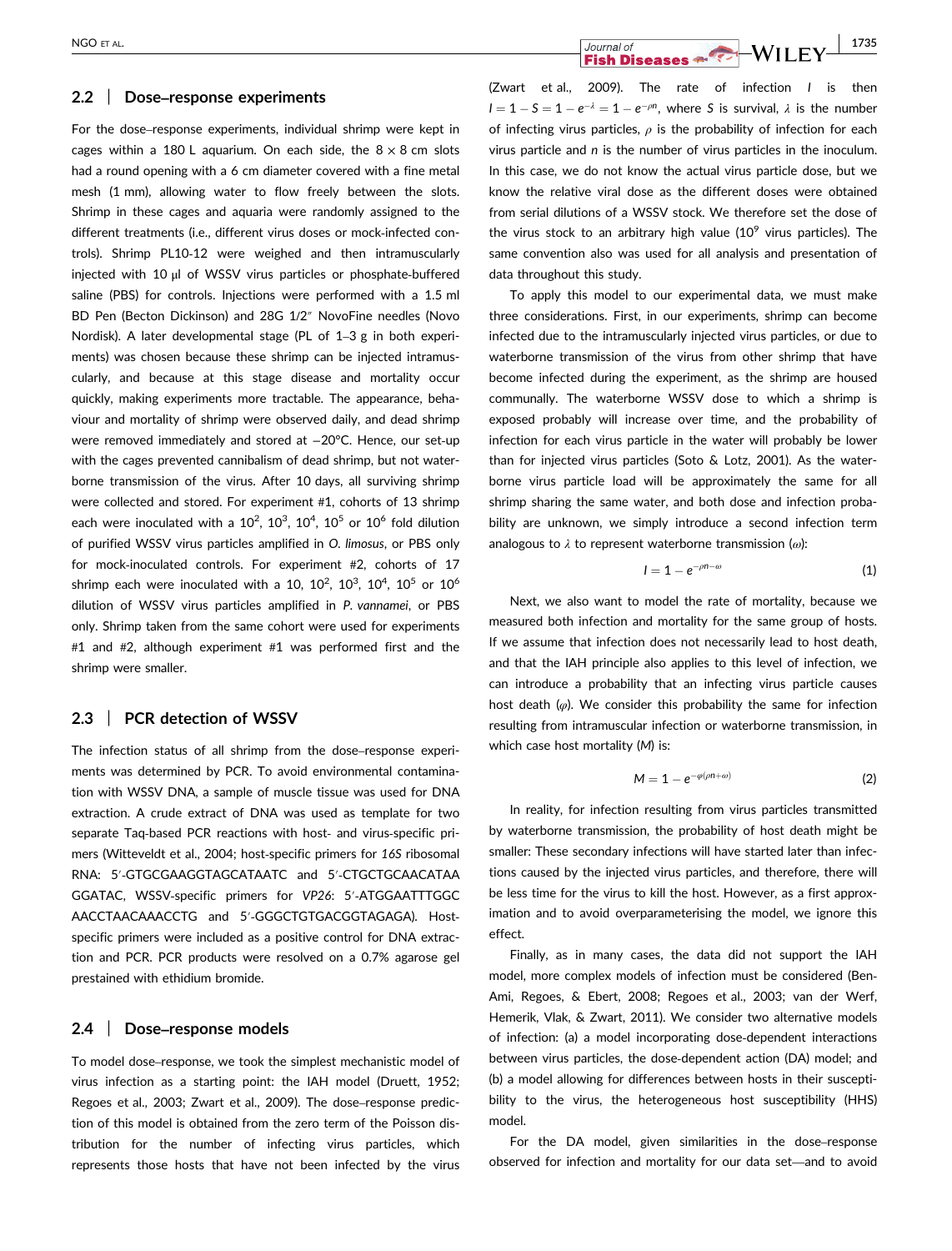### 2.2 | Dose–response experiments

For the dose–response experiments, individual shrimp were kept in cages within a 180 L aquarium. On each side, the 8 × 8 cm slots had a round opening with a 6 cm diameter covered with a fine metal mesh (1 mm), allowing water to flow freely between the slots. Shrimp in these cages and aquaria were randomly assigned to the different treatments (i.e., different virus doses or mock-infected controls). Shrimp PL10-12 were weighed and then intramuscularly injected with 10 μl of WSSV virus particles or phosphate-buffered saline (PBS) for controls. Injections were performed with a 1.5 ml BD Pen (Becton Dickinson) and 28G 1/2″ NovoFine needles (Novo Nordisk). A later developmental stage (PL of 1–3 g in both experiments) was chosen because these shrimp can be injected intramuscularly, and because at this stage disease and mortality occur quickly, making experiments more tractable. The appearance, behaviour and mortality of shrimp were observed daily, and dead shrimp were removed immediately and stored at −20°C. Hence, our set-up with the cages prevented cannibalism of dead shrimp, but not waterborne transmission of the virus. After 10 days, all surviving shrimp were collected and stored. For experiment #1, cohorts of 13 shrimp each were inoculated with a $10^2$, $10^3$, $10^4$, $10^5$ or $10^6$ fold dilution of purified WSSV virus particles amplified in *O. limosus*, or PBS only for mock-inoculated controls. For experiment #2, cohorts of 17 shrimp each were inoculated with a 10, $10^2$, $10^3$, $10^4$, $10^5$ or $10^6$ dilution of WSSV virus particles amplified in *P. vannamei*, or PBS only. Shrimp taken from the same cohort were used for experiments #1 and #2, although experiment #1 was performed first and the shrimp were smaller.

### 2.3 | PCR detection of WSSV

The infection status of all shrimp from the dose–response experiments was determined by PCR. To avoid environmental contamination with WSSV DNA, a sample of muscle tissue was used for DNA extraction. A crude extract of DNA was used as template for two separate Taq-based PCR reactions with host- and virus-specific primers (Witteveldt et al., 2004; host-specific primers for *16S* ribosomal RNA: 5′-GTGCGAAGGTAGCATAATC and 5′-CTGCTGCAACATAAGGATAC, WSSV-specific primers for *VP26*: 5′-ATGGAATTTGGCAACCTAACAAACCTG and 5′-GGGCTGTGACGGTAGAGA). Host-specific primers were included as a positive control for DNA extraction and PCR. PCR products were resolved on a 0.7% agarose gel prestained with ethidium bromide.

### 2.4 | Dose–response models

To model dose–response, we took the simplest mechanistic model of virus infection as a starting point: the IAH model (Druett, 1952; Regoes et al., 2003; Zwart et al., 2009). The dose–response prediction of this model is obtained from the zero term of the Poisson distribution for the number of infecting virus particles, which represents those hosts that have not been infected by the virus (Zwart et al., 2009). The rate of infection $I$ is then $I = 1 - S = 1 - e^{-\lambda} = 1 - e^{-\rho n}$, where $S$ is survival, $\lambda$ is the number of infecting virus particles, $\rho$ is the probability of infection for each virus particle and $n$ is the number of virus particles in the inoculum. In this case, we do not know the actual virus particle dose, but we know the relative viral dose as the different doses were obtained from serial dilutions of a WSSV stock. We therefore set the dose of the virus stock to an arbitrary high value ($10^9$ virus particles). The same convention also was used for all analysis and presentation of data throughout this study.

To apply this model to our experimental data, we must make three considerations. First, in our experiments, shrimp can become infected due to the intramuscularly injected virus particles, or due to waterborne transmission of the virus from other shrimp that have become infected during the experiment, as the shrimp are housed communally. The waterborne WSSV dose to which a shrimp is exposed probably will increase over time, and the probability of infection for each virus particle in the water will probably be lower than for injected virus particles (Soto & Lotz, 2001). As the waterborne virus particle load will be approximately the same for all shrimp sharing the same water, and both dose and infection probability are unknown, we simply introduce a second infection term analogous to $\lambda$ to represent waterborne transmission ($\omega$):

$$I = 1 - e^{-\rho n - \omega} \tag{1}$$

Next, we also want to model the rate of mortality, because we measured both infection and mortality for the same group of hosts. If we assume that infection does not necessarily lead to host death, and that the IAH principle also applies to this level of infection, we can introduce a probability that an infecting virus particle causes host death ($\varphi$). We consider this probability the same for infection resulting from intramuscular infection or waterborne transmission, in which case host mortality ($M$) is:

$$M = 1 - e^{-\varphi(\rho n + \omega)} \tag{2}$$

In reality, for infection resulting from virus particles transmitted by waterborne transmission, the probability of host death might be smaller: These secondary infections will have started later than infections caused by the injected virus particles, and therefore, there will be less time for the virus to kill the host. However, as a first approximation and to avoid overparameterising the model, we ignore this effect.

Finally, as in many cases, the data did not support the IAH model, more complex models of infection must be considered (Ben-Ami, Regoes, & Ebert, 2008; Regoes et al., 2003; van der Werf, Hemerik, Vlak, & Zwart, 2011). We consider two alternative models of infection: (a) a model incorporating dose-dependent interactions between virus particles, the dose-dependent action (DA) model; and (b) a model allowing for differences between hosts in their susceptibility to the virus, the heterogeneous host susceptibility (HHS) model.

For the DA model, given similarities in the dose–response observed for infection and mortality for our data set—and to avoid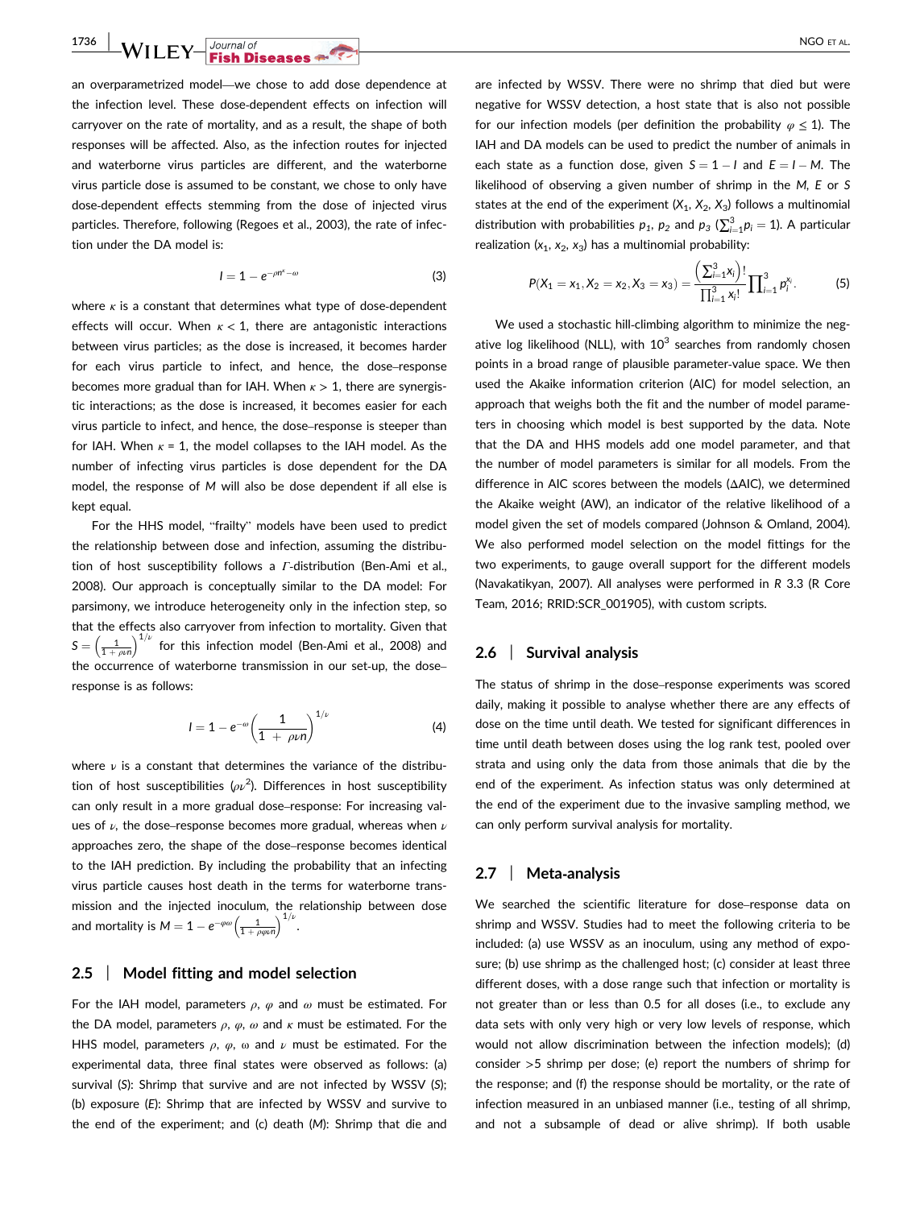an overparametrized model—we chose to add dose dependence at the infection level. These dose-dependent effects on infection will carryover on the rate of mortality, and as a result, the shape of both responses will be affected. Also, as the infection routes for injected and waterborne virus particles are different, and the waterborne virus particle dose is assumed to be constant, we chose to only have dose-dependent effects stemming from the dose of injected virus particles. Therefore, following (Regoes et al., 2003), the rate of infection under the DA model is:

$$I = 1 - e^{-\rho n^{\kappa} - \omega} \tag{3}$$

where $\kappa$ is a constant that determines what type of dose-dependent effects will occur. When $\kappa < 1$, there are antagonistic interactions between virus particles; as the dose is increased, it becomes harder for each virus particle to infect, and hence, the dose–response becomes more gradual than for IAH. When $\kappa > 1$, there are synergistic interactions; as the dose is increased, it becomes easier for each virus particle to infect, and hence, the dose–response is steeper than for IAH. When $\kappa = 1$, the model collapses to the IAH model. As the number of infecting virus particles is dose dependent for the DA model, the response of $M$ will also be dose dependent if all else is kept equal.

For the HHS model, "frailty" models have been used to predict the relationship between dose and infection, assuming the distribution of host susceptibility follows a $\Gamma$-distribution (Ben-Ami et al., 2008). Our approach is conceptually similar to the DA model: For parsimony, we introduce heterogeneity only in the infection step, so that the effects also carryover from infection to mortality. Given that $S = \left(\frac{1}{1+\rho\nu n}\right)^{1/\nu}$ for this infection model (Ben-Ami et al., 2008) and the occurrence of waterborne transmission in our set-up, the dose–response is as follows:

$$I = 1 - e^{-\omega}\left(\frac{1}{1+\rho\nu n}\right)^{1/\nu} \tag{4}$$

where $\nu$ is a constant that determines the variance of the distribution of host susceptibilities ($\rho\nu^2$). Differences in host susceptibility can only result in a more gradual dose–response: For increasing values of $\nu$, the dose–response becomes more gradual, whereas when $\nu$ approaches zero, the shape of the dose–response becomes identical to the IAH prediction. By including the probability that an infecting virus particle causes host death in the terms for waterborne transmission and the injected inoculum, the relationship between dose and mortality is $M = 1 - e^{-\varphi\omega}\left(\frac{1}{1+\rho\varphi\nu n}\right)^{1/\nu}$.

## 2.5 | Model fitting and model selection

For the IAH model, parameters $\rho$, $\varphi$ and $\omega$ must be estimated. For the DA model, parameters $\rho$, $\varphi$, $\omega$ and $\kappa$ must be estimated. For the HHS model, parameters $\rho$, $\varphi$, ω and $\nu$ must be estimated. For the experimental data, three final states were observed as follows: (a) survival ($S$): Shrimp that survive and are not infected by WSSV ($S$); (b) exposure ($E$): Shrimp that are infected by WSSV and survive to the end of the experiment; and (c) death ($M$): Shrimp that die and are infected by WSSV. There were no shrimp that died but were negative for WSSV detection, a host state that is also not possible for our infection models (per definition the probability $\varphi \leq 1$). The IAH and DA models can be used to predict the number of animals in each state as a function dose, given $S = 1 - I$ and $E = I - M$. The likelihood of observing a given number of shrimp in the $M$, $E$ or $S$ states at the end of the experiment ($X_1$, $X_2$, $X_3$) follows a multinomial distribution with probabilities $p_1$, $p_2$ and $p_3$ ($\sum_{i=1}^{3} p_i = 1$). A particular realization ($x_1$, $x_2$, $x_3$) has a multinomial probability:

$$P(X_1 = x_1, X_2 = x_2, X_3 = x_3) = \frac{\left(\sum_{i=1}^{3} x_i\right)!}{\prod_{i=1}^{3} x_i!} \prod_{i=1}^{3} p_i^{x_i}. \tag{5}$$

We used a stochastic hill-climbing algorithm to minimize the negative log likelihood (NLL), with $10^3$ searches from randomly chosen points in a broad range of plausible parameter-value space. We then used the Akaike information criterion (AIC) for model selection, an approach that weighs both the fit and the number of model parameters in choosing which model is best supported by the data. Note that the DA and HHS models add one model parameter, and that the number of model parameters is similar for all models. From the difference in AIC scores between the models (ΔAIC), we determined the Akaike weight (AW), an indicator of the relative likelihood of a model given the set of models compared (Johnson & Omland, 2004). We also performed model selection on the model fittings for the two experiments, to gauge overall support for the different models (Navakatikyan, 2007). All analyses were performed in R 3.3 (R Core Team, 2016; RRID:SCR_001905), with custom scripts.

## 2.6 | Survival analysis

The status of shrimp in the dose–response experiments was scored daily, making it possible to analyse whether there are any effects of dose on the time until death. We tested for significant differences in time until death between doses using the log rank test, pooled over strata and using only the data from those animals that die by the end of the experiment. As infection status was only determined at the end of the experiment due to the invasive sampling method, we can only perform survival analysis for mortality.

## 2.7 | Meta-analysis

We searched the scientific literature for dose–response data on shrimp and WSSV. Studies had to meet the following criteria to be included: (a) use WSSV as an inoculum, using any method of exposure; (b) use shrimp as the challenged host; (c) consider at least three different doses, with a dose range such that infection or mortality is not greater than or less than 0.5 for all doses (i.e., to exclude any data sets with only very high or very low levels of response, which would not allow discrimination between the infection models); (d) consider >5 shrimp per dose; (e) report the numbers of shrimp for the response; and (f) the response should be mortality, or the rate of infection measured in an unbiased manner (i.e., testing of all shrimp, and not a subsample of dead or alive shrimp). If both usable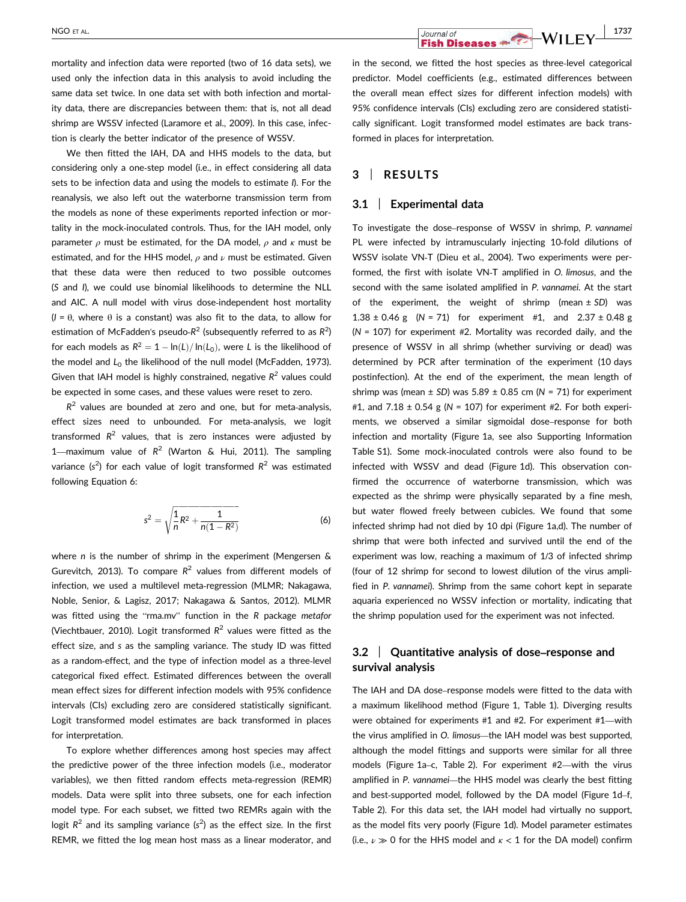mortality and infection data were reported (two of 16 data sets), we used only the infection data in this analysis to avoid including the same data set twice. In one data set with both infection and mortality data, there are discrepancies between them: that is, not all dead shrimp are WSSV infected (Laramore et al., 2009). In this case, infection is clearly the better indicator of the presence of WSSV.

We then fitted the IAH, DA and HHS models to the data, but considering only a one-step model (i.e., in effect considering all data sets to be infection data and using the models to estimate *I*). For the reanalysis, we also left out the waterborne transmission term from the models as none of these experiments reported infection or mortality in the mock-inoculated controls. Thus, for the IAH model, only parameter $\rho$ must be estimated, for the DA model, $\rho$ and $\kappa$ must be estimated, and for the HHS model, $\rho$ and $\nu$ must be estimated. Given that these data were then reduced to two possible outcomes (*S* and *I*), we could use binomial likelihoods to determine the NLL and AIC. A null model with virus dose-independent host mortality ($I = \theta$, where $\theta$ is a constant) was also fit to the data, to allow for estimation of McFadden's pseudo-$R^2$ (subsequently referred to as $R^2$) for each models as $R^2 = 1 - \ln(L)/\ln(L_0)$, were $L$ is the likelihood of the model and $L_0$ the likelihood of the null model (McFadden, 1973). Given that IAH model is highly constrained, negative $R^2$ values could be expected in some cases, and these values were reset to zero.

$R^2$ values are bounded at zero and one, but for meta-analysis, effect sizes need to unbounded. For meta-analysis, we logit transformed $R^2$ values, that is zero instances were adjusted by 1—maximum value of $R^2$ (Warton & Hui, 2011). The sampling variance ($s^2$) for each value of logit transformed $R^2$ was estimated following Equation 6:

$$s^2 = \sqrt{\frac{1}{n}R^2 + \frac{1}{n(1 - R^2)}} \tag{6}$$

where $n$ is the number of shrimp in the experiment (Mengersen & Gurevitch, 2013). To compare $R^2$ values from different models of infection, we used a multilevel meta-regression (MLMR; Nakagawa, Noble, Senior, & Lagisz, 2017; Nakagawa & Santos, 2012). MLMR was fitted using the "rma.mv" function in the *R* package *metafor* (Viechtbauer, 2010). Logit transformed $R^2$ values were fitted as the effect size, and $s$ as the sampling variance. The study ID was fitted as a random-effect, and the type of infection model as a three-level categorical fixed effect. Estimated differences between the overall mean effect sizes for different infection models with 95% confidence intervals (CIs) excluding zero are considered statistically significant. Logit transformed model estimates are back transformed in places for interpretation.

To explore whether differences among host species may affect the predictive power of the three infection models (i.e., moderator variables), we then fitted random effects meta-regression (REMR) models. Data were split into three subsets, one for each infection model type. For each subset, we fitted two REMRs again with the logit $R^2$ and its sampling variance ($s^2$) as the effect size. In the first REMR, we fitted the log mean host mass as a linear moderator, and in the second, we fitted the host species as three-level categorical predictor. Model coefficients (e.g., estimated differences between the overall mean effect sizes for different infection models) with 95% confidence intervals (CIs) excluding zero are considered statistically significant. Logit transformed model estimates are back transformed in places for interpretation.

## 3 | RESULTS

### 3.1 | Experimental data

To investigate the dose–response of WSSV in shrimp, *P. vannamei* PL were infected by intramuscularly injecting 10-fold dilutions of WSSV isolate VN-T (Dieu et al., 2004). Two experiments were performed, the first with isolate VN-T amplified in *O. limosus*, and the second with the same isolated amplified in *P. vannamei.* At the start of the experiment, the weight of shrimp (mean ± *SD*) was 1.38 ± 0.46 g (*N* = 71) for experiment #1, and 2.37 ± 0.48 g (*N* = 107) for experiment #2. Mortality was recorded daily, and the presence of WSSV in all shrimp (whether surviving or dead) was determined by PCR after termination of the experiment (10 days postinfection). At the end of the experiment, the mean length of shrimp was (mean ± *SD*) was 5.89 ± 0.85 cm (*N* = 71) for experiment #1, and 7.18 ± 0.54 g (*N* = 107) for experiment #2. For both experiments, we observed a similar sigmoidal dose–response for both infection and mortality (Figure 1a, see also Supporting Information Table S1). Some mock-inoculated controls were also found to be infected with WSSV and dead (Figure 1d). This observation confirmed the occurrence of waterborne transmission, which was expected as the shrimp were physically separated by a fine mesh, but water flowed freely between cubicles. We found that some infected shrimp had not died by 10 dpi (Figure 1a,d). The number of shrimp that were both infected and survived until the end of the experiment was low, reaching a maximum of 1/3 of infected shrimp (four of 12 shrimp for second to lowest dilution of the virus amplified in *P. vannamei*). Shrimp from the same cohort kept in separate aquaria experienced no WSSV infection or mortality, indicating that the shrimp population used for the experiment was not infected.

### 3.2 | Quantitative analysis of dose–response and survival analysis

The IAH and DA dose–response models were fitted to the data with a maximum likelihood method (Figure 1, Table 1). Diverging results were obtained for experiments #1 and #2. For experiment #1—with the virus amplified in *O. limosus*—the IAH model was best supported, although the model fittings and supports were similar for all three models (Figure 1a–c, Table 2). For experiment #2—with the virus amplified in *P. vannamei*—the HHS model was clearly the best fitting and best-supported model, followed by the DA model (Figure 1d–f, Table 2). For this data set, the IAH model had virtually no support, as the model fits very poorly (Figure 1d). Model parameter estimates (i.e., $\nu \gg 0$ for the HHS model and $\kappa < 1$ for the DA model) confirm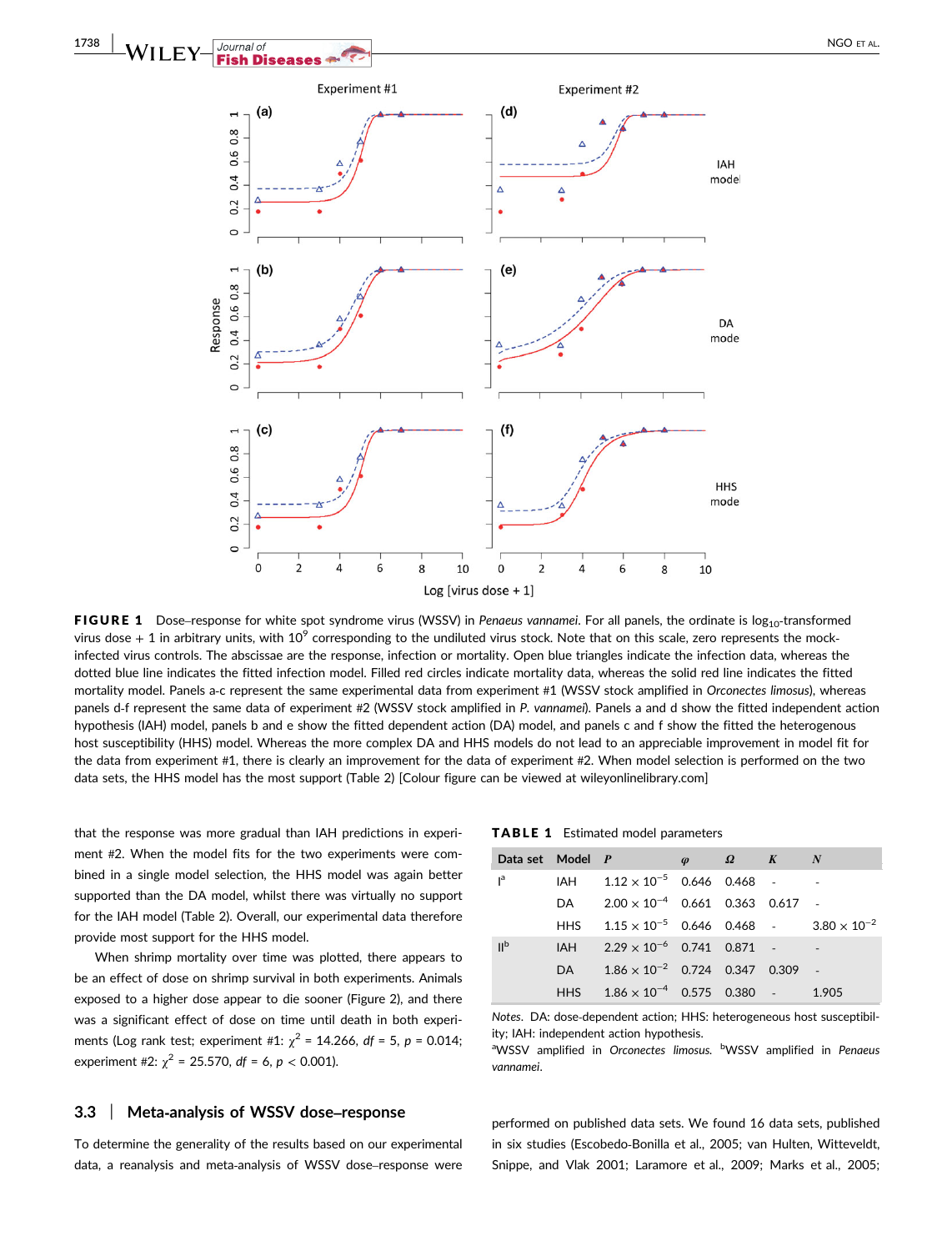Experiment #1

Experiment #2

(a)

(d)

IAH model

(b)

(e)

DA mode

(c)

(f)

HHS mode

Response

0 0.2 0.4 0.6 0.8 1

0 2 4 6 8 10

Log [virus dose + 1]

**FIGURE 1** Dose–response for white spot syndrome virus (WSSV) in *Penaeus vannamei*. For all panels, the ordinate is $\log_{10}$-transformed virus dose + 1 in arbitrary units, with $10^9$ corresponding to the undiluted virus stock. Note that on this scale, zero represents the mock-infected virus controls. The abscissae are the response, infection or mortality. Open blue triangles indicate the infection data, whereas the dotted blue line indicates the fitted infection model. Filled red circles indicate mortality data, whereas the solid red line indicates the fitted mortality model. Panels a-c represent the same experimental data from experiment #1 (WSSV stock amplified in *Orconectes limosus*), whereas panels d-f represent the same data of experiment #2 (WSSV stock amplified in *P. vannamei*). Panels a and d show the fitted independent action hypothesis (IAH) model, panels b and e show the fitted dependent action (DA) model, and panels c and f show the fitted the heterogenous host susceptibility (HHS) model. Whereas the more complex DA and HHS models do not lead to an appreciable improvement in model fit for the data from experiment #1, there is clearly an improvement for the data of experiment #2. When model selection is performed on the two data sets, the HHS model has the most support (Table 2) [Colour figure can be viewed at wileyonlinelibrary.com]

that the response was more gradual than IAH predictions in experiment #2. When the model fits for the two experiments were combined in a single model selection, the HHS model was again better supported than the DA model, whilst there was virtually no support for the IAH model (Table 2). Overall, our experimental data therefore provide most support for the HHS model.

When shrimp mortality over time was plotted, there appears to be an effect of dose on shrimp survival in both experiments. Animals exposed to a higher dose appear to die sooner (Figure 2), and there was a significant effect of dose on time until death in both experiments (Log rank test; experiment #1: $\chi^2$ = 14.266, *df* = 5, $p$ = 0.014; experiment #2: $\chi^2$ = 25.570, *df* = 6, $p$ < 0.001).

## 3.3 | Meta-analysis of WSSV dose–response

To determine the generality of the results based on our experimental data, a reanalysis and meta-analysis of WSSV dose–response were performed on published data sets. We found 16 data sets, published in six studies (Escobedo-Bonilla et al., 2005; van Hulten, Witteveldt, Snippe, and Vlak 2001; Laramore et al., 2009; Marks et al., 2005;

**TABLE 1** Estimated model parameters

| Data set | Model | *P* | *φ* | *Ω* | *K* | *N* |
|---|---|---|---|---|---|---|
| I[a] | IAH | $1.12 \times 10^{-5}$ | 0.646 | 0.468 | - | - |
| | DA | $2.00 \times 10^{-4}$ | 0.661 | 0.363 | 0.617 | - |
| | HHS | $1.15 \times 10^{-5}$ | 0.646 | 0.468 | - | $3.80 \times 10^{-2}$ |
| II[b] | IAH | $2.29 \times 10^{-6}$ | 0.741 | 0.871 | - | - |
| | DA | $1.86 \times 10^{-2}$ | 0.724 | 0.347 | 0.309 | - |
| | HHS | $1.86 \times 10^{-4}$ | 0.575 | 0.380 | - | 1.905 |

*Notes.* DA: dose-dependent action; HHS: heterogeneous host susceptibility; IAH: independent action hypothesis.
[a]WSSV amplified in *Orconectes limosus*. [b]WSSV amplified in *Penaeus vannamei*.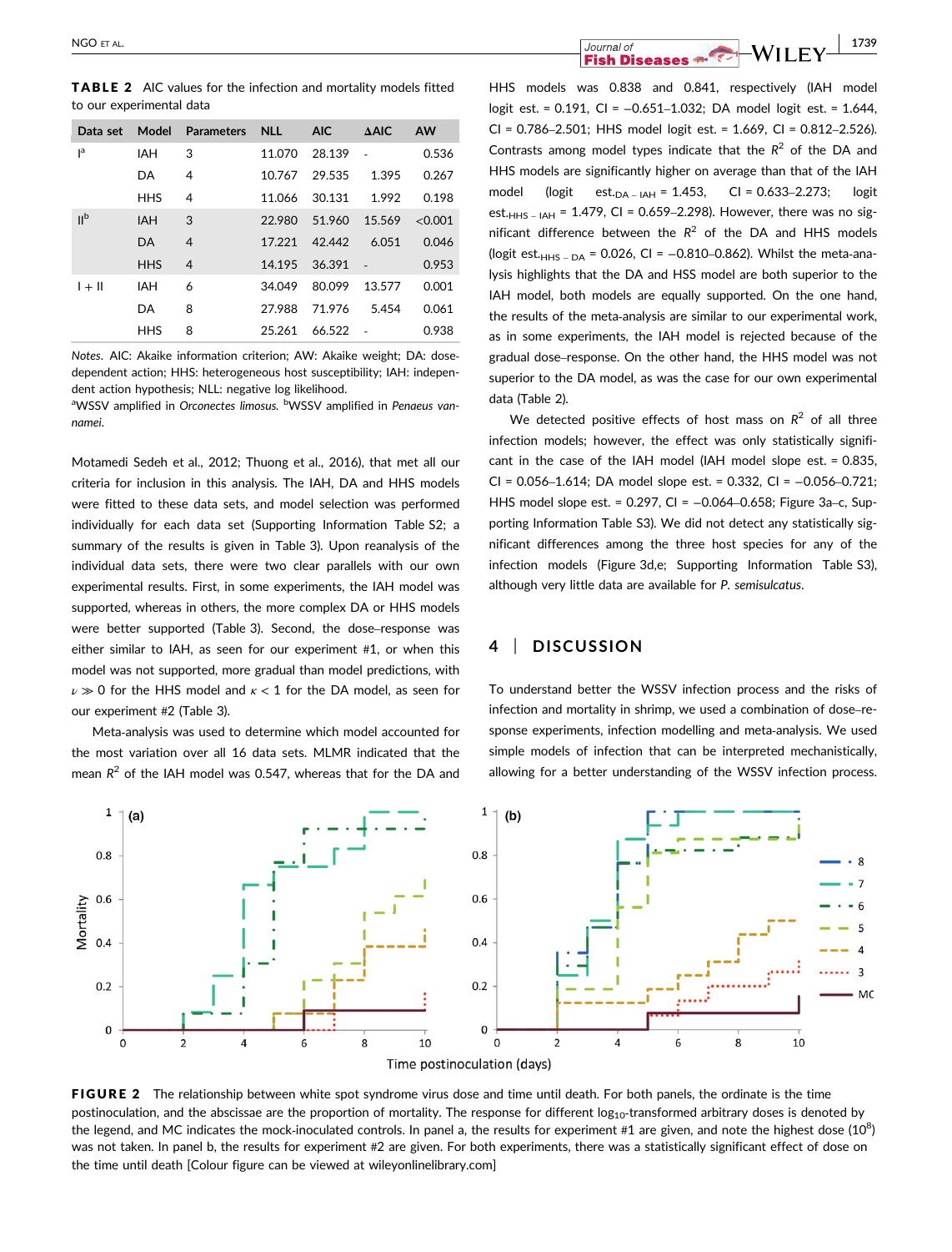**TABLE 2** AIC values for the infection and mortality models fitted to our experimental data

| Data set | Model | Parameters | NLL | AIC | ΔAIC | AW |
|---|---|---|---|---|---|---|
| I[a] | IAH | 3 | 11.070 | 28.139 | - | 0.536 |
| | DA | 4 | 10.767 | 29.535 | 1.395 | 0.267 |
| | HHS | 4 | 11.066 | 30.131 | 1.992 | 0.198 |
| II[b] | IAH | 3 | 22.980 | 51.960 | 15.569 | <0.001 |
| | DA | 4 | 17.221 | 42.442 | 6.051 | 0.046 |
| | HHS | 4 | 14.195 | 36.391 | - | 0.953 |
| I + II | IAH | 6 | 34.049 | 80.099 | 13.577 | 0.001 |
| | DA | 8 | 27.988 | 71.976 | 5.454 | 0.061 |
| | HHS | 8 | 25.261 | 66.522 | - | 0.938 |

*Notes.* AIC: Akaike information criterion; AW: Akaike weight; DA: dose-dependent action; HHS: heterogeneous host susceptibility; IAH: independent action hypothesis; NLL: negative log likelihood.
[a]WSSV amplified in *Orconectes limosus.* [b]WSSV amplified in *Penaeus vannamei*.

Motamedi Sedeh et al., 2012; Thuong et al., 2016), that met all our criteria for inclusion in this analysis. The IAH, DA and HHS models were fitted to these data sets, and model selection was performed individually for each data set (Supporting Information Table S2; a summary of the results is given in Table 3). Upon reanalysis of the individual data sets, there were two clear parallels with our own experimental results. First, in some experiments, the IAH model was supported, whereas in others, the more complex DA or HHS models were better supported (Table 3). Second, the dose–response was either similar to IAH, as seen for our experiment #1, or when this model was not supported, more gradual than model predictions, with $\nu \gg 0$ for the HHS model and $\kappa < 1$ for the DA model, as seen for our experiment #2 (Table 3).

Meta-analysis was used to determine which model accounted for the most variation over all 16 data sets. MLMR indicated that the mean $R^2$ of the IAH model was 0.547, whereas that for the DA and HHS models was 0.838 and 0.841, respectively (IAH model logit est. = 0.191, CI = −0.651–1.032; DA model logit est. = 1.644, CI = 0.786–2.501; HHS model logit est. = 1.669, CI = 0.812–2.526). Contrasts among model types indicate that the $R^2$ of the DA and HHS models are significantly higher on average than that of the IAH model (logit est.$_{DA-IAH}$ = 1.453, CI = 0.633–2.273; logit est.$_{HHS-IAH}$ = 1.479, CI = 0.659–2.298). However, there was no significant difference between the $R^2$ of the DA and HHS models (logit est.$_{HHS-DA}$ = 0.026, CI = −0.810–0.862). Whilst the meta-analysis highlights that the DA and HSS model are both superior to the IAH model, both models are equally supported. On the one hand, the results of the meta-analysis are similar to our experimental work, as in some experiments, the IAH model is rejected because of the gradual dose–response. On the other hand, the HHS model was not superior to the DA model, as was the case for our own experimental data (Table 2).

We detected positive effects of host mass on $R^2$ of all three infection models; however, the effect was only statistically significant in the case of the IAH model (IAH model slope est. = 0.835, CI = 0.056–1.614; DA model slope est. = 0.332, CI = −0.056–0.721; HHS model slope est. = 0.297, CI = −0.064–0.658; Figure 3a–c, Supporting Information Table S3). We did not detect any statistically significant differences among the three host species for any of the infection models (Figure 3d,e; Supporting Information Table S3), although very little data are available for *P. semisulcatus*.

## 4 | DISCUSSION

To understand better the WSSV infection process and the risks of infection and mortality in shrimp, we used a combination of dose–response experiments, infection modelling and meta-analysis. We used simple models of infection that can be interpreted mechanistically, allowing for a better understanding of the WSSV infection process.

(a)
(b)
Mortality
0
0.2
0.4
0.6
0.8
1
0
2
4
6
8
10
Time postinoculation (days)
8
7
6
5
4
3
MC

**FIGURE 2** The relationship between white spot syndrome virus dose and time until death. For both panels, the ordinate is the time postinoculation, and the abscissae are the proportion of mortality. The response for different $\log_{10}$-transformed arbitrary doses is denoted by the legend, and MC indicates the mock-inoculated controls. In panel a, the results for experiment #1 are given, and note the highest dose ($10^8$) was not taken. In panel b, the results for experiment #2 are given. For both experiments, there was a statistically significant effect of dose on the time until death [Colour figure can be viewed at wileyonlinelibrary.com]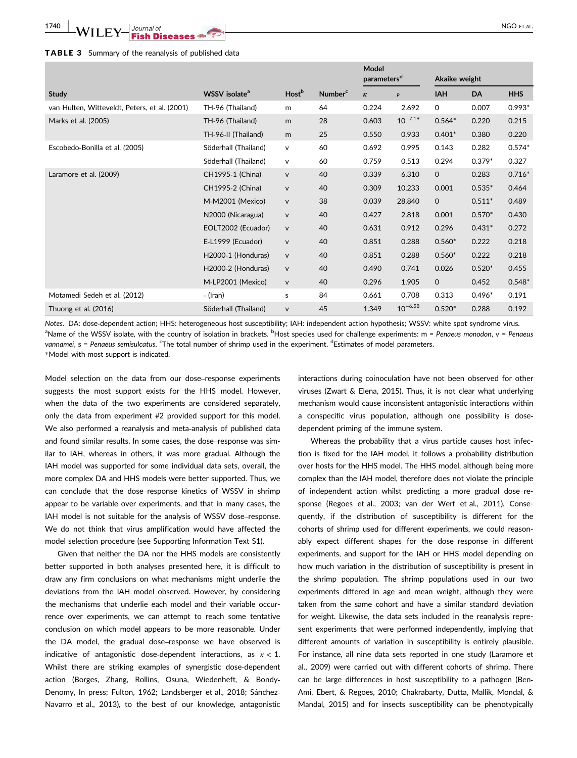**TABLE 3** Summary of the reanalysis of published data

| Study | WSSV isolate[a] | Host[b] | Number[c] | Model parameters[d] | | Akaike weight | | |
|---|---|---|---|---|---|---|---|---|
| | | | | $\kappa$ | $\nu$ | IAH | DA | HHS |
| van Hulten, Witteveldt, Peters, et al. (2001) | TH-96 (Thailand) | m | 64 | 0.224 | 2.692 | 0 | 0.007 | 0.993* |
| Marks et al. (2005) | TH-96 (Thailand) | m | 28 | 0.603 | $10^{-7.19}$ | 0.564* | 0.220 | 0.215 |
| | TH-96-II (Thailand) | m | 25 | 0.550 | 0.933 | 0.401* | 0.380 | 0.220 |
| Escobedo-Bonilla et al. (2005) | Söderhall (Thailand) | v | 60 | 0.692 | 0.995 | 0.143 | 0.282 | 0.574* |
| | Söderhall (Thailand) | v | 60 | 0.759 | 0.513 | 0.294 | 0.379* | 0.327 |
| Laramore et al. (2009) | CH1995-1 (China) | v | 40 | 0.339 | 6.310 | 0 | 0.283 | 0.716* |
| | CH1995-2 (China) | v | 40 | 0.309 | 10.233 | 0.001 | 0.535* | 0.464 |
| | M-M2001 (Mexico) | v | 38 | 0.039 | 28.840 | 0 | 0.511* | 0.489 |
| | N2000 (Nicaragua) | v | 40 | 0.427 | 2.818 | 0.001 | 0.570* | 0.430 |
| | EOLT2002 (Ecuador) | v | 40 | 0.631 | 0.912 | 0.296 | 0.431* | 0.272 |
| | E-L1999 (Ecuador) | v | 40 | 0.851 | 0.288 | 0.560* | 0.222 | 0.218 |
| | H2000-1 (Honduras) | v | 40 | 0.851 | 0.288 | 0.560* | 0.222 | 0.218 |
| | H2000-2 (Honduras) | v | 40 | 0.490 | 0.741 | 0.026 | 0.520* | 0.455 |
| | M-LP2001 (Mexico) | v | 40 | 0.296 | 1.905 | 0 | 0.452 | 0.548* |
| Motamedi Sedeh et al. (2012) | - (Iran) | s | 84 | 0.661 | 0.708 | 0.313 | 0.496* | 0.191 |
| Thuong et al. (2016) | Söderhall (Thailand) | v | 45 | 1.349 | $10^{-6.58}$ | 0.520* | 0.288 | 0.192 |

*Notes*. DA: dose-dependent action; HHS: heterogeneous host susceptibility; IAH: independent action hypothesis; WSSV: white spot syndrome virus.
[a]Name of the WSSV isolate, with the country of isolation in brackets. [b]Host species used for challenge experiments: m = *Penaeus monodon*, v = *Penaeus vannamei*, s = *Penaeus semisulcatus*. [c]The total number of shrimp used in the experiment. [d]Estimates of model parameters.
*Model with most support is indicated.

Model selection on the data from our dose–response experiments suggests the most support exists for the HHS model. However, when the data of the two experiments are considered separately, only the data from experiment #2 provided support for this model. We also performed a reanalysis and meta-analysis of published data and found similar results. In some cases, the dose–response was similar to IAH, whereas in others, it was more gradual. Although the IAH model was supported for some individual data sets, overall, the more complex DA and HHS models were better supported. Thus, we can conclude that the dose–response kinetics of WSSV in shrimp appear to be variable over experiments, and that in many cases, the IAH model is not suitable for the analysis of WSSV dose–response. We do not think that virus amplification would have affected the model selection procedure (see Supporting Information Text S1).

Given that neither the DA nor the HHS models are consistently better supported in both analyses presented here, it is difficult to draw any firm conclusions on what mechanisms might underlie the deviations from the IAH model observed. However, by considering the mechanisms that underlie each model and their variable occurrence over experiments, we can attempt to reach some tentative conclusion on which model appears to be more reasonable. Under the DA model, the gradual dose–response we have observed is indicative of antagonistic dose-dependent interactions, as $\kappa < 1$. Whilst there are striking examples of synergistic dose-dependent action (Borges, Zhang, Rollins, Osuna, Wiedenheft, & Bondy-Denomy, In press; Fulton, 1962; Landsberger et al., 2018; Sánchez-Navarro et al., 2013), to the best of our knowledge, antagonistic interactions during coinoculation have not been observed for other viruses (Zwart & Elena, 2015). Thus, it is not clear what underlying mechanism would cause inconsistent antagonistic interactions within a conspecific virus population, although one possibility is dose-dependent priming of the immune system.

Whereas the probability that a virus particle causes host infection is fixed for the IAH model, it follows a probability distribution over hosts for the HHS model. The HHS model, although being more complex than the IAH model, therefore does not violate the principle of independent action whilst predicting a more gradual dose–response (Regoes et al., 2003; van der Werf et al., 2011). Consequently, if the distribution of susceptibility is different for the cohorts of shrimp used for different experiments, we could reasonably expect different shapes for the dose–response in different experiments, and support for the IAH or HHS model depending on how much variation in the distribution of susceptibility is present in the shrimp population. The shrimp populations used in our two experiments differed in age and mean weight, although they were taken from the same cohort and have a similar standard deviation for weight. Likewise, the data sets included in the reanalysis represent experiments that were performed independently, implying that different amounts of variation in susceptibility is entirely plausible. For instance, all nine data sets reported in one study (Laramore et al., 2009) were carried out with different cohorts of shrimp. There can be large differences in host susceptibility to a pathogen (Ben-Ami, Ebert, & Regoes, 2010; Chakrabarty, Dutta, Mallik, Mondal, & Mandal, 2015) and for insects susceptibility can be phenotypically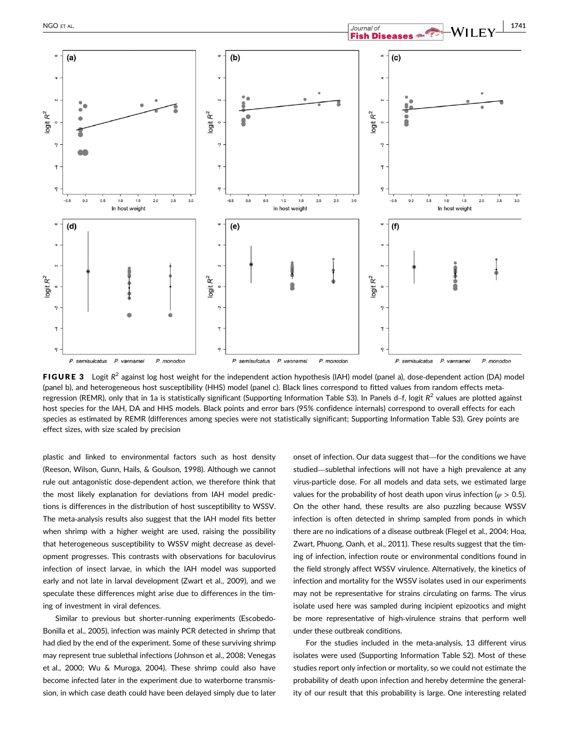(a)

logit $R^2$

ln host weight

(b)

logit $R^2$

ln host weight

(c)

logit $R^2$

ln host weight

(d)

logit $R^2$

P. semisulcatus P. vannamei P. monodon

(e)

logit $R^2$

P. semisulcatus P. vannamei P. monodon

(f)

logit $R^2$

P. semisulcatus P. vannamei P. monodon

**FIGURE 3** Logit $R^2$ against log host weight for the independent action hypothesis (IAH) model (panel a), dose-dependent action (DA) model (panel b), and heterogeneous host susceptibility (HHS) model (panel c). Black lines correspond to fitted values from random effects meta-regression (REMR), only that in 1a is statistically significant (Supporting Information Table S3). In Panels d–f, logit $R^2$ values are plotted against host species for the IAH, DA and HHS models. Black points and error bars (95% confidence internals) correspond to overall effects for each species as estimated by REMR (differences among species were not statistically significant; Supporting Information Table S3). Grey points are effect sizes, with size scaled by precision

plastic and linked to environmental factors such as host density (Reeson, Wilson, Gunn, Hails, & Goulson, 1998). Although we cannot rule out antagonistic dose-dependent action, we therefore think that the most likely explanation for deviations from IAH model predictions is differences in the distribution of host susceptibility to WSSV. The meta-analysis results also suggest that the IAH model fits better when shrimp with a higher weight are used, raising the possibility that heterogeneous susceptibility to WSSV might decrease as development progresses. This contrasts with observations for baculovirus infection of insect larvae, in which the IAH model was supported early and not late in larval development (Zwart et al., 2009), and we speculate these differences might arise due to differences in the timing of investment in viral defences.

Similar to previous but shorter-running experiments (Escobedo-Bonilla et al., 2005), infection was mainly PCR detected in shrimp that had died by the end of the experiment. Some of these surviving shrimp may represent true sublethal infections (Johnson et al., 2008; Venegas et al., 2000; Wu & Muroga, 2004). These shrimp could also have become infected later in the experiment due to waterborne transmission, in which case death could have been delayed simply due to later onset of infection. Our data suggest that—for the conditions we have studied—sublethal infections will not have a high prevalence at any virus-particle dose. For all models and data sets, we estimated large values for the probability of host death upon virus infection ($\varphi > 0.5$). On the other hand, these results are also puzzling because WSSV infection is often detected in shrimp sampled from ponds in which there are no indications of a disease outbreak (Flegel et al., 2004; Hoa, Zwart, Phuong, Oanh, et al., 2011). These results suggest that the timing of infection, infection route or environmental conditions found in the field strongly affect WSSV virulence. Alternatively, the kinetics of infection and mortality for the WSSV isolates used in our experiments may not be representative for strains circulating on farms. The virus isolate used here was sampled during incipient epizootics and might be more representative of high-virulence strains that perform well under these outbreak conditions.

For the studies included in the meta-analysis, 13 different virus isolates were used (Supporting Information Table S2). Most of these studies report only infection or mortality, so we could not estimate the probability of death upon infection and hereby determine the generality of our result that this probability is large. One interesting related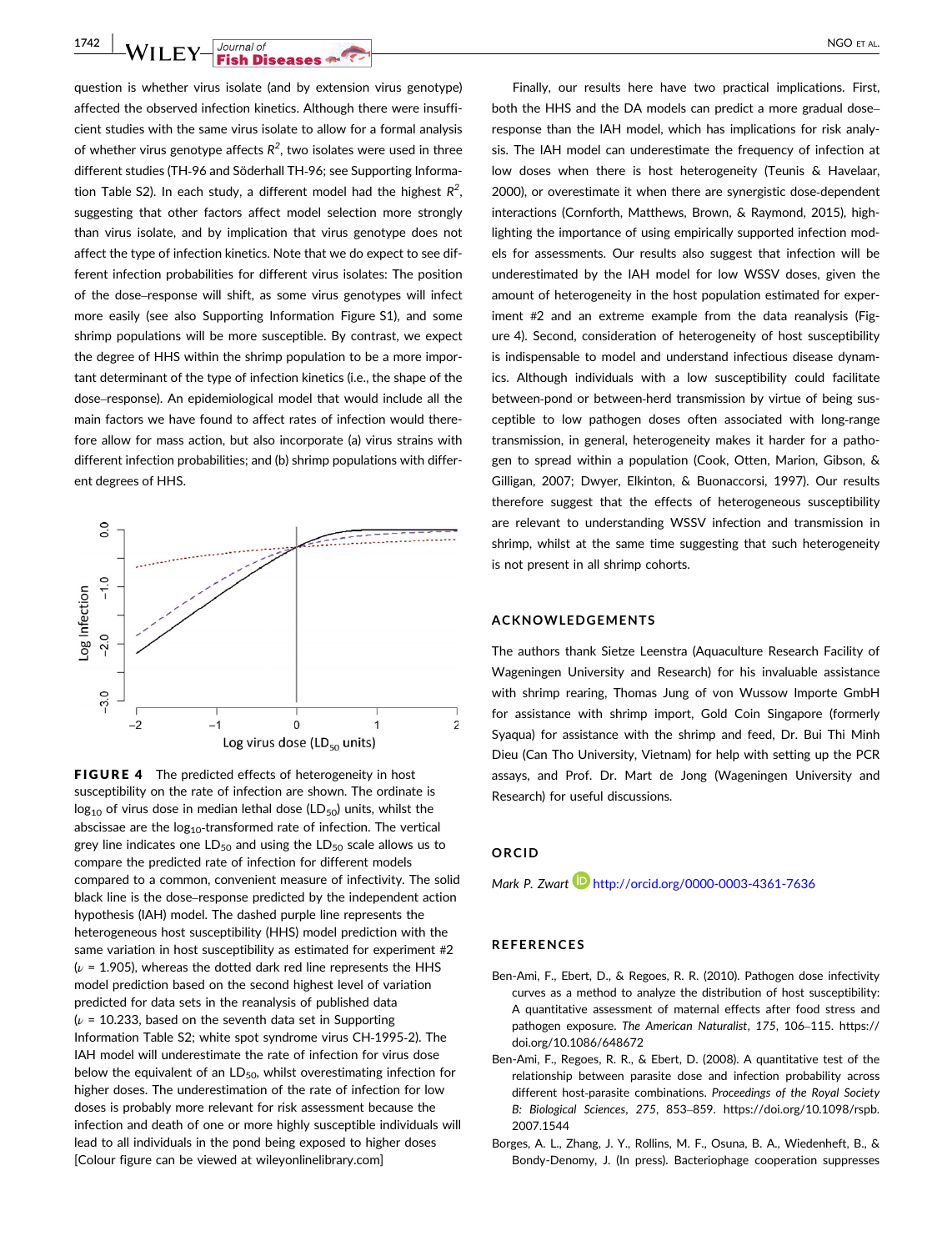question is whether virus isolate (and by extension virus genotype) affected the observed infection kinetics. Although there were insufficient studies with the same virus isolate to allow for a formal analysis of whether virus genotype affects $R^2$, two isolates were used in three different studies (TH-96 and Söderhall TH-96; see Supporting Information Table S2). In each study, a different model had the highest $R^2$, suggesting that other factors affect model selection more strongly than virus isolate, and by implication that virus genotype does not affect the type of infection kinetics. Note that we do expect to see different infection probabilities for different virus isolates: The position of the dose–response will shift, as some virus genotypes will infect more easily (see also Supporting Information Figure S1), and some shrimp populations will be more susceptible. By contrast, we expect the degree of HHS within the shrimp population to be a more important determinant of the type of infection kinetics (i.e., the shape of the dose–response). An epidemiological model that would include all the main factors we have found to affect rates of infection would therefore allow for mass action, but also incorporate (a) virus strains with different infection probabilities; and (b) shrimp populations with different degrees of HHS.

0.0
−1.0
−2.0
−3.0
Log Infection
−2
−1
0
1
2
Log virus dose ($LD_{50}$ units)

**FIGURE 4** The predicted effects of heterogeneity in host susceptibility on the rate of infection are shown. The ordinate is $\log_{10}$ of virus dose in median lethal dose ($LD_{50}$) units, whilst the abscissae are the $\log_{10}$-transformed rate of infection. The vertical grey line indicates one $LD_{50}$ and using the $LD_{50}$ scale allows us to compare the predicted rate of infection for different models compared to a common, convenient measure of infectivity. The solid black line is the dose–response predicted by the independent action hypothesis (IAH) model. The dashed purple line represents the heterogeneous host susceptibility (HHS) model prediction with the same variation in host susceptibility as estimated for experiment #2 ($\nu$ = 1.905), whereas the dotted dark red line represents the HHS model prediction based on the second highest level of variation predicted for data sets in the reanalysis of published data ($\nu$ = 10.233, based on the seventh data set in Supporting Information Table S2; white spot syndrome virus CH-1995-2). The IAH model will underestimate the rate of infection for virus dose below the equivalent of an $LD_{50}$, whilst overestimating infection for higher doses. The underestimation of the rate of infection for low doses is probably more relevant for risk assessment because the infection and death of one or more highly susceptible individuals will lead to all individuals in the pond being exposed to higher doses [Colour figure can be viewed at wileyonlinelibrary.com]

Finally, our results here have two practical implications. First, both the HHS and the DA models can predict a more gradual dose–response than the IAH model, which has implications for risk analysis. The IAH model can underestimate the frequency of infection at low doses when there is host heterogeneity (Teunis & Havelaar, 2000), or overestimate it when there are synergistic dose-dependent interactions (Cornforth, Matthews, Brown, & Raymond, 2015), highlighting the importance of using empirically supported infection models for assessments. Our results also suggest that infection will be underestimated by the IAH model for low WSSV doses, given the amount of heterogeneity in the host population estimated for experiment #2 and an extreme example from the data reanalysis (Figure 4). Second, consideration of heterogeneity of host susceptibility is indispensable to model and understand infectious disease dynamics. Although individuals with a low susceptibility could facilitate between-pond or between-herd transmission by virtue of being susceptible to low pathogen doses often associated with long-range transmission, in general, heterogeneity makes it harder for a pathogen to spread within a population (Cook, Otten, Marion, Gibson, & Gilligan, 2007; Dwyer, Elkinton, & Buonaccorsi, 1997). Our results therefore suggest that the effects of heterogeneous susceptibility are relevant to understanding WSSV infection and transmission in shrimp, whilst at the same time suggesting that such heterogeneity is not present in all shrimp cohorts.

## ACKNOWLEDGEMENTS

The authors thank Sietze Leenstra (Aquaculture Research Facility of Wageningen University and Research) for his invaluable assistance with shrimp rearing, Thomas Jung of von Wussow Importe GmbH for assistance with shrimp import, Gold Coin Singapore (formerly Syaqua) for assistance with the shrimp and feed, Dr. Bui Thi Minh Dieu (Can Tho University, Vietnam) for help with setting up the PCR assays, and Prof. Dr. Mart de Jong (Wageningen University and Research) for useful discussions.

## ORCID

*Mark P. Zwart* http://orcid.org/0000-0003-4361-7636

## REFERENCES

Ben-Ami, F., Ebert, D., & Regoes, R. R. (2010). Pathogen dose infectivity curves as a method to analyze the distribution of host susceptibility: A quantitative assessment of maternal effects after food stress and pathogen exposure. *The American Naturalist*, *175*, 106–115. https://doi.org/10.1086/648672

Ben-Ami, F., Regoes, R. R., & Ebert, D. (2008). A quantitative test of the relationship between parasite dose and infection probability across different host-parasite combinations. *Proceedings of the Royal Society B: Biological Sciences*, *275*, 853–859. https://doi.org/10.1098/rspb.2007.1544

Borges, A. L., Zhang, J. Y., Rollins, M. F., Osuna, B. A., Wiedenheft, B., & Bondy-Denomy, J. (In press). Bacteriophage cooperation suppresses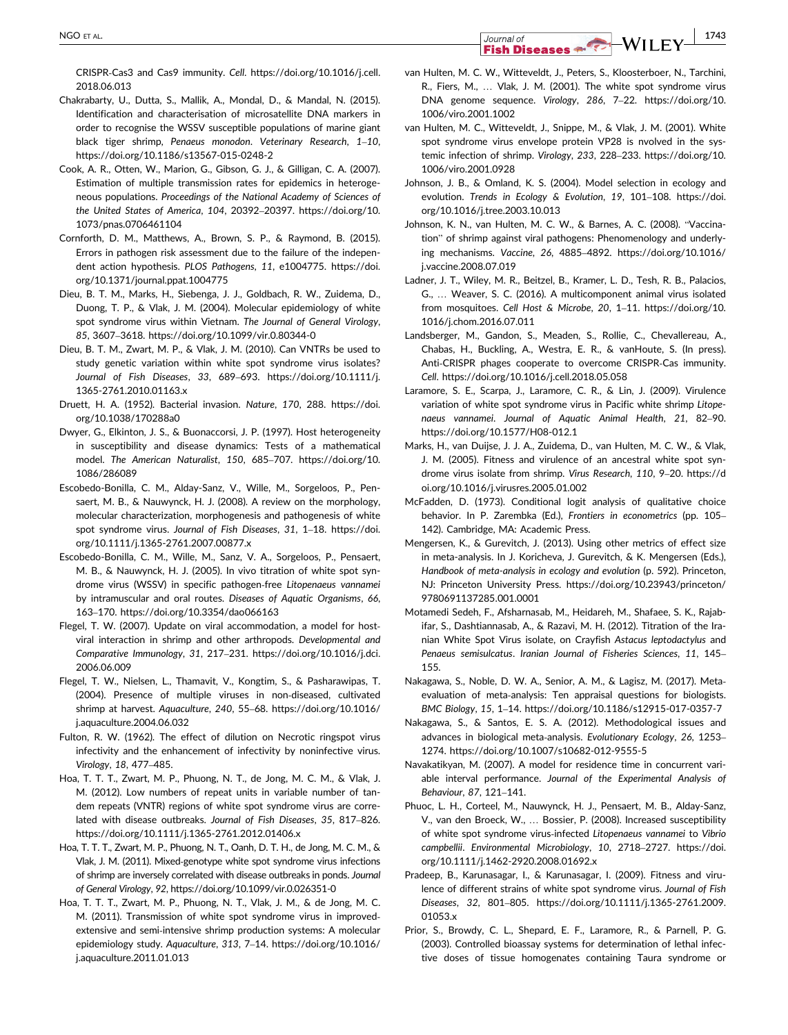CRISPR-Cas3 and Cas9 immunity. *Cell*. https://doi.org/10.1016/j.cell.2018.06.013

Chakrabarty, U., Dutta, S., Mallik, A., Mondal, D., & Mandal, N. (2015). Identification and characterisation of microsatellite DNA markers in order to recognise the WSSV susceptible populations of marine giant black tiger shrimp, *Penaeus monodon*. *Veterinary Research*, *1–10*, https://doi.org/10.1186/s13567-015-0248-2

Cook, A. R., Otten, W., Marion, G., Gibson, G. J., & Gilligan, C. A. (2007). Estimation of multiple transmission rates for epidemics in heterogeneous populations. *Proceedings of the National Academy of Sciences of the United States of America*, *104*, 20392–20397. https://doi.org/10.1073/pnas.0706461104

Cornforth, D. M., Matthews, A., Brown, S. P., & Raymond, B. (2015). Errors in pathogen risk assessment due to the failure of the independent action hypothesis. *PLOS Pathogens*, *11*, e1004775. https://doi.org/10.1371/journal.ppat.1004775

Dieu, B. T. M., Marks, H., Siebenga, J. J., Goldbach, R. W., Zuidema, D., Duong, T. P., & Vlak, J. M. (2004). Molecular epidemiology of white spot syndrome virus within Vietnam. *The Journal of General Virology*, *85*, 3607–3618. https://doi.org/10.1099/vir.0.80344-0

Dieu, B. T. M., Zwart, M. P., & Vlak, J. M. (2010). Can VNTRs be used to study genetic variation within white spot syndrome virus isolates? *Journal of Fish Diseases*, *33*, 689–693. https://doi.org/10.1111/j.1365-2761.2010.01163.x

Druett, H. A. (1952). Bacterial invasion. *Nature*, *170*, 288. https://doi.org/10.1038/170288a0

Dwyer, G., Elkinton, J. S., & Buonaccorsi, J. P. (1997). Host heterogeneity in susceptibility and disease dynamics: Tests of a mathematical model. *The American Naturalist*, *150*, 685–707. https://doi.org/10.1086/286089

Escobedo-Bonilla, C. M., Alday-Sanz, V., Wille, M., Sorgeloos, P., Pensaert, M. B., & Nauwynck, H. J. (2008). A review on the morphology, molecular characterization, morphogenesis and pathogenesis of white spot syndrome virus. *Journal of Fish Diseases*, *31*, 1–18. https://doi.org/10.1111/j.1365-2761.2007.00877.x

Escobedo-Bonilla, C. M., Wille, M., Sanz, V. A., Sorgeloos, P., Pensaert, M. B., & Nauwynck, H. J. (2005). In vivo titration of white spot syndrome virus (WSSV) in specific pathogen-free *Litopenaeus vannamei* by intramuscular and oral routes. *Diseases of Aquatic Organisms*, *66*, 163–170. https://doi.org/10.3354/dao066163

Flegel, T. W. (2007). Update on viral accommodation, a model for host-viral interaction in shrimp and other arthropods. *Developmental and Comparative Immunology*, *31*, 217–231. https://doi.org/10.1016/j.dci.2006.06.009

Flegel, T. W., Nielsen, L., Thamavit, V., Kongtim, S., & Pasharawipas, T. (2004). Presence of multiple viruses in non-diseased, cultivated shrimp at harvest. *Aquaculture*, *240*, 55–68. https://doi.org/10.1016/j.aquaculture.2004.06.032

Fulton, R. W. (1962). The effect of dilution on Necrotic ringspot virus infectivity and the enhancement of infectivity by noninfective virus. *Virology*, *18*, 477–485.

Hoa, T. T. T., Zwart, M. P., Phuong, N. T., de Jong, M. C. M., & Vlak, J. M. (2012). Low numbers of repeat units in variable number of tandem repeats (VNTR) regions of white spot syndrome virus are correlated with disease outbreaks. *Journal of Fish Diseases*, *35*, 817–826. https://doi.org/10.1111/j.1365-2761.2012.01406.x

Hoa, T. T. T., Zwart, M. P., Phuong, N. T., Oanh, D. T. H., de Jong, M. C. M., & Vlak, J. M. (2011). Mixed-genotype white spot syndrome virus infections of shrimp are inversely correlated with disease outbreaks in ponds. *Journal of General Virology*, *92*, https://doi.org/10.1099/vir.0.026351-0

Hoa, T. T. T., Zwart, M. P., Phuong, N. T., Vlak, J. M., & de Jong, M. C. M. (2011). Transmission of white spot syndrome virus in improved-extensive and semi-intensive shrimp production systems: A molecular epidemiology study. *Aquaculture*, *313*, 7–14. https://doi.org/10.1016/j.aquaculture.2011.01.013

van Hulten, M. C. W., Witteveldt, J., Peters, S., Kloosterboer, N., Tarchini, R., Fiers, M., … Vlak, J. M. (2001). The white spot syndrome virus DNA genome sequence. *Virology*, *286*, 7–22. https://doi.org/10.1006/viro.2001.1002

van Hulten, M. C., Witteveldt, J., Snippe, M., & Vlak, J. M. (2001). White spot syndrome virus envelope protein VP28 is nvolved in the systemic infection of shrimp. *Virology*, *233*, 228–233. https://doi.org/10.1006/viro.2001.0928

Johnson, J. B., & Omland, K. S. (2004). Model selection in ecology and evolution. *Trends in Ecology & Evolution*, *19*, 101–108. https://doi.org/10.1016/j.tree.2003.10.013

Johnson, K. N., van Hulten, M. C. W., & Barnes, A. C. (2008). "Vaccination" of shrimp against viral pathogens: Phenomenology and underlying mechanisms. *Vaccine*, *26*, 4885–4892. https://doi.org/10.1016/j.vaccine.2008.07.019

Ladner, J. T., Wiley, M. R., Beitzel, B., Kramer, L. D., Tesh, R. B., Palacios, G., … Weaver, S. C. (2016). A multicomponent animal virus isolated from mosquitoes. *Cell Host & Microbe*, *20*, 1–11. https://doi.org/10.1016/j.chom.2016.07.011

Landsberger, M., Gandon, S., Meaden, S., Rollie, C., Chevallereau, A., Chabas, H., Buckling, A., Westra, E. R., & vanHoute, S. (In press). Anti-CRISPR phages cooperate to overcome CRISPR-Cas immunity. *Cell*. https://doi.org/10.1016/j.cell.2018.05.058

Laramore, S. E., Scarpa, J., Laramore, C. R., & Lin, J. (2009). Virulence variation of white spot syndrome virus in Pacific white shrimp *Litopenaeus vannamei*. *Journal of Aquatic Animal Health*, *21*, 82–90. https://doi.org/10.1577/H08-012.1

Marks, H., van Duijse, J. J. A., Zuidema, D., van Hulten, M. C. W., & Vlak, J. M. (2005). Fitness and virulence of an ancestral white spot syndrome virus isolate from shrimp. *Virus Research*, *110*, 9–20. https://doi.org/10.1016/j.virusres.2005.01.002

McFadden, D. (1973). Conditional logit analysis of qualitative choice behavior. In P. Zarembka (Ed.), *Frontiers in econometrics* (pp. 105–142). Cambridge, MA: Academic Press.

Mengersen, K., & Gurevitch, J. (2013). Using other metrics of effect size in meta-analysis. In J. Koricheva, J. Gurevitch, & K. Mengersen (Eds.), *Handbook of meta-analysis in ecology and evolution* (p. 592). Princeton, NJ: Princeton University Press. https://doi.org/10.23943/princeton/9780691137285.001.0001

Motamedi Sedeh, F., Afsharnasab, M., Heidareh, M., Shafaee, S. K., Rajabifar, S., Dashtiannasab, A., & Razavi, M. H. (2012). Titration of the Iranian White Spot Virus isolate, on Crayfish *Astacus leptodactylus* and *Penaeus semisulcatus*. *Iranian Journal of Fisheries Sciences*, *11*, 145–155.

Nakagawa, S., Noble, D. W. A., Senior, A. M., & Lagisz, M. (2017). Meta-evaluation of meta-analysis: Ten appraisal questions for biologists. *BMC Biology*, *15*, 1–14. https://doi.org/10.1186/s12915-017-0357-7

Nakagawa, S., & Santos, E. S. A. (2012). Methodological issues and advances in biological meta-analysis. *Evolutionary Ecology*, *26*, 1253–1274. https://doi.org/10.1007/s10682-012-9555-5

Navakatikyan, M. (2007). A model for residence time in concurrent variable interval performance. *Journal of the Experimental Analysis of Behaviour*, *87*, 121–141.

Phuoc, L. H., Corteel, M., Nauwynck, H. J., Pensaert, M. B., Alday-Sanz, V., van den Broeck, W., … Bossier, P. (2008). Increased susceptibility of white spot syndrome virus-infected *Litopenaeus vannamei* to *Vibrio campbellii*. *Environmental Microbiology*, *10*, 2718–2727. https://doi.org/10.1111/j.1462-2920.2008.01692.x

Pradeep, B., Karunasagar, I., & Karunasagar, I. (2009). Fitness and virulence of different strains of white spot syndrome virus. *Journal of Fish Diseases*, *32*, 801–805. https://doi.org/10.1111/j.1365-2761.2009.01053.x

Prior, S., Browdy, C. L., Shepard, E. F., Laramore, R., & Parnell, P. G. (2003). Controlled bioassay systems for determination of lethal infective doses of tissue homogenates containing Taura syndrome or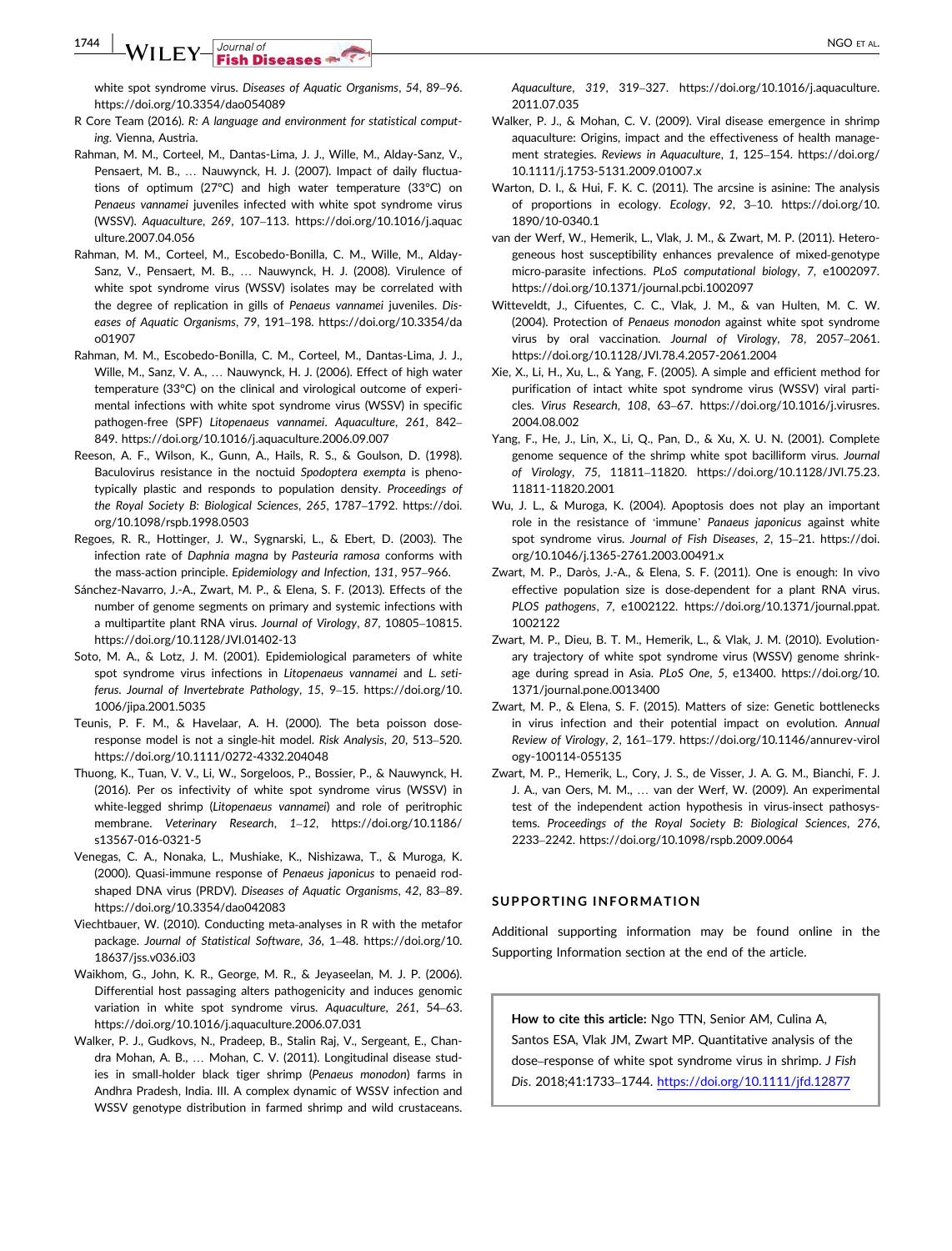white spot syndrome virus. *Diseases of Aquatic Organisms*, *54*, 89–96. https://doi.org/10.3354/dao054089

R Core Team (2016). *R: A language and environment for statistical computing*. Vienna, Austria.

Rahman, M. M., Corteel, M., Dantas-Lima, J. J., Wille, M., Alday-Sanz, V., Pensaert, M. B., … Nauwynck, H. J. (2007). Impact of daily fluctuations of optimum (27°C) and high water temperature (33°C) on *Penaeus vannamei* juveniles infected with white spot syndrome virus (WSSV). *Aquaculture*, *269*, 107–113. https://doi.org/10.1016/j.aquaculture.2007.04.056

Rahman, M. M., Corteel, M., Escobedo-Bonilla, C. M., Wille, M., Alday-Sanz, V., Pensaert, M. B., … Nauwynck, H. J. (2008). Virulence of white spot syndrome virus (WSSV) isolates may be correlated with the degree of replication in gills of *Penaeus vannamei* juveniles. *Diseases of Aquatic Organisms*, *79*, 191–198. https://doi.org/10.3354/dao01907

Rahman, M. M., Escobedo-Bonilla, C. M., Corteel, M., Dantas-Lima, J. J., Wille, M., Sanz, V. A., … Nauwynck, H. J. (2006). Effect of high water temperature (33°C) on the clinical and virological outcome of experimental infections with white spot syndrome virus (WSSV) in specific pathogen-free (SPF) *Litopenaeus vannamei*. *Aquaculture*, *261*, 842–849. https://doi.org/10.1016/j.aquaculture.2006.09.007

Reeson, A. F., Wilson, K., Gunn, A., Hails, R. S., & Goulson, D. (1998). Baculovirus resistance in the noctuid *Spodoptera exempta* is phenotypically plastic and responds to population density. *Proceedings of the Royal Society B: Biological Sciences*, *265*, 1787–1792. https://doi.org/10.1098/rspb.1998.0503

Regoes, R. R., Hottinger, J. W., Sygnarski, L., & Ebert, D. (2003). The infection rate of *Daphnia magna* by *Pasteuria ramosa* conforms with the mass-action principle. *Epidemiology and Infection*, *131*, 957–966.

Sánchez-Navarro, J.-A., Zwart, M. P., & Elena, S. F. (2013). Effects of the number of genome segments on primary and systemic infections with a multipartite plant RNA virus. *Journal of Virology*, *87*, 10805–10815. https://doi.org/10.1128/JVI.01402-13

Soto, M. A., & Lotz, J. M. (2001). Epidemiological parameters of white spot syndrome virus infections in *Litopenaeus vannamei* and *L. setiferus*. *Journal of Invertebrate Pathology*, *15*, 9–15. https://doi.org/10.1006/jipa.2001.5035

Teunis, P. F. M., & Havelaar, A. H. (2000). The beta poisson dose-response model is not a single-hit model. *Risk Analysis*, *20*, 513–520. https://doi.org/10.1111/0272-4332.204048

Thuong, K., Tuan, V. V., Li, W., Sorgeloos, P., Bossier, P., & Nauwynck, H. (2016). Per os infectivity of white spot syndrome virus (WSSV) in white-legged shrimp (*Litopenaeus vannamei*) and role of peritrophic membrane. *Veterinary Research*, 1–12, https://doi.org/10.1186/s13567-016-0321-5

Venegas, C. A., Nonaka, L., Mushiake, K., Nishizawa, T., & Muroga, K. (2000). Quasi-immune response of *Penaeus japonicus* to penaeid rod-shaped DNA virus (PRDV). *Diseases of Aquatic Organisms*, *42*, 83–89. https://doi.org/10.3354/dao042083

Viechtbauer, W. (2010). Conducting meta-analyses in R with the metafor package. *Journal of Statistical Software*, *36*, 1–48. https://doi.org/10.18637/jss.v036.i03

Waikhom, G., John, K. R., George, M. R., & Jeyaseelan, M. J. P. (2006). Differential host passaging alters pathogenicity and induces genomic variation in white spot syndrome virus. *Aquaculture*, *261*, 54–63. https://doi.org/10.1016/j.aquaculture.2006.07.031

Walker, P. J., Gudkovs, N., Pradeep, B., Stalin Raj, V., Sergeant, E., Chandra Mohan, A. B., … Mohan, C. V. (2011). Longitudinal disease studies in small-holder black tiger shrimp (*Penaeus monodon*) farms in Andhra Pradesh, India. III. A complex dynamic of WSSV infection and WSSV genotype distribution in farmed shrimp and wild crustaceans. *Aquaculture*, *319*, 319–327. https://doi.org/10.1016/j.aquaculture.2011.07.035

Walker, P. J., & Mohan, C. V. (2009). Viral disease emergence in shrimp aquaculture: Origins, impact and the effectiveness of health management strategies. *Reviews in Aquaculture*, *1*, 125–154. https://doi.org/10.1111/j.1753-5131.2009.01007.x

Warton, D. I., & Hui, F. K. C. (2011). The arcsine is asinine: The analysis of proportions in ecology. *Ecology*, *92*, 3–10. https://doi.org/10.1890/10-0340.1

van der Werf, W., Hemerik, L., Vlak, J. M., & Zwart, M. P. (2011). Heterogeneous host susceptibility enhances prevalence of mixed-genotype micro-parasite infections. *PLoS computational biology*, *7*, e1002097. https://doi.org/10.1371/journal.pcbi.1002097

Witteveldt, J., Cifuentes, C. C., Vlak, J. M., & van Hulten, M. C. W. (2004). Protection of *Penaeus monodon* against white spot syndrome virus by oral vaccination. *Journal of Virology*, *78*, 2057–2061. https://doi.org/10.1128/JVI.78.4.2057-2061.2004

Xie, X., Li, H., Xu, L., & Yang, F. (2005). A simple and efficient method for purification of intact white spot syndrome virus (WSSV) viral particles. *Virus Research*, *108*, 63–67. https://doi.org/10.1016/j.virusres.2004.08.002

Yang, F., He, J., Lin, X., Li, Q., Pan, D., & Xu, X. U. N. (2001). Complete genome sequence of the shrimp white spot bacilliform virus. *Journal of Virology*, *75*, 11811–11820. https://doi.org/10.1128/JVI.75.23.11811-11820.2001

Wu, J. L., & Muroga, K. (2004). Apoptosis does not play an important role in the resistance of 'immune' *Panaeus japonicus* against white spot syndrome virus. *Journal of Fish Diseases*, *2*, 15–21. https://doi.org/10.1046/j.1365-2761.2003.00491.x

Zwart, M. P., Daròs, J.-A., & Elena, S. F. (2011). One is enough: In vivo effective population size is dose-dependent for a plant RNA virus. *PLOS pathogens*, *7*, e1002122. https://doi.org/10.1371/journal.ppat.1002122

Zwart, M. P., Dieu, B. T. M., Hemerik, L., & Vlak, J. M. (2010). Evolutionary trajectory of white spot syndrome virus (WSSV) genome shrinkage during spread in Asia. *PLoS One*, *5*, e13400. https://doi.org/10.1371/journal.pone.0013400

Zwart, M. P., & Elena, S. F. (2015). Matters of size: Genetic bottlenecks in virus infection and their potential impact on evolution. *Annual Review of Virology*, *2*, 161–179. https://doi.org/10.1146/annurev-virology-100114-055135

Zwart, M. P., Hemerik, L., Cory, J. S., de Visser, J. A. G. M., Bianchi, F. J. J. A., van Oers, M. M., … van der Werf, W. (2009). An experimental test of the independent action hypothesis in virus-insect pathosystems. *Proceedings of the Royal Society B: Biological Sciences*, *276*, 2233–2242. https://doi.org/10.1098/rspb.2009.0064

## SUPPORTING INFORMATION

Additional supporting information may be found online in the Supporting Information section at the end of the article.

**How to cite this article:** Ngo TTN, Senior AM, Culina A, Santos ESA, Vlak JM, Zwart MP. Quantitative analysis of the dose–response of white spot syndrome virus in shrimp. *J Fish Dis*. 2018;41:1733–1744. https://doi.org/10.1111/jfd.12877